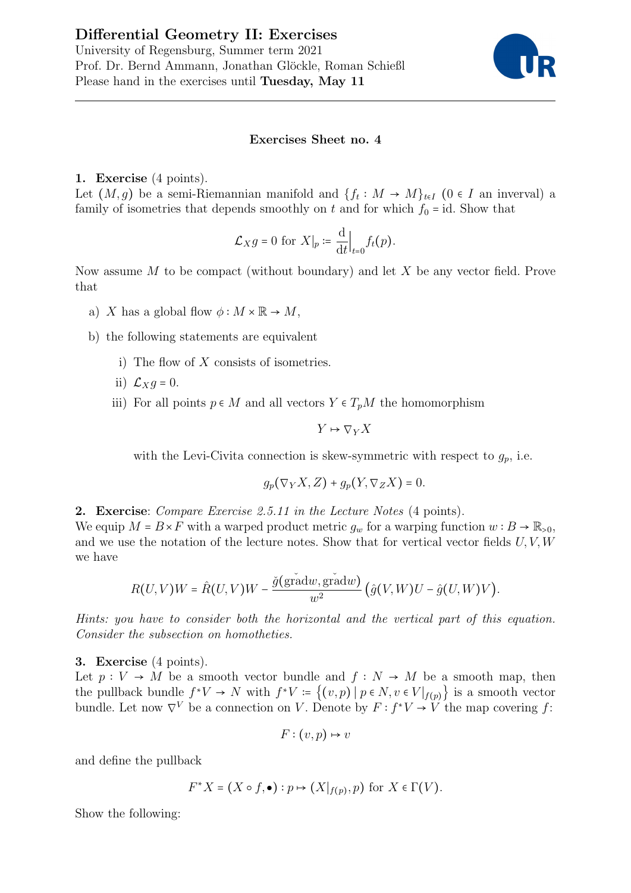# Differential Geometry II: Exercises

University of Regensburg, Summer term 2021
Prof. Dr. Bernd Ammann, Jonathan Glöckle, Roman Schießl
Please hand in the exercises until **Tuesday, May 11**

---

**Exercises Sheet no. 4**

**1. Exercise** (4 points).
Let $(M, g)$ be a semi-Riemannian manifold and $\{f_t : M \to M\}_{t\in I}$ ($0 \in I$ an inerval) a family of isometries that depends smoothly on $t$ and for which $f_0 = \mathrm{id}$. Show that

$$\mathcal{L}_X g = 0 \text{ for } X|_p := \frac{\mathrm{d}}{\mathrm{d}t}\Big|_{t=0} f_t(p).$$

Now assume $M$ to be compact (without boundary) and let $X$ be any vector field. Prove that

a) $X$ has a global flow $\phi : M \times \mathbb{R} \to M$,

b) the following statements are equivalent

   i) The flow of $X$ consists of isometries.

   ii) $\mathcal{L}_X g = 0$.

   iii) For all points $p \in M$ and all vectors $Y \in T_pM$ the homomorphism

   $$Y \mapsto \nabla_Y X$$

   with the Levi-Civita connection is skew-symmetric with respect to $g_p$, i.e.

   $$g_p(\nabla_Y X, Z) + g_p(Y, \nabla_Z X) = 0.$$

**2. Exercise**: *Compare Exercise 2.5.11 in the Lecture Notes* (4 points).
We equip $M = B \times F$ with a warped product metric $g_w$ for a warping function $w : B \to \mathbb{R}_{>0}$, and we use the notation of the lecture notes. Show that for vertical vector fields $U, V, W$ we have

$$R(U,V)W = \hat{R}(U,V)W - \frac{\check{g}(\check{\mathrm{grad}} w, \check{\mathrm{grad}} w)}{w^2}\big(\hat{g}(V,W)U - \hat{g}(U,W)V\big).$$

*Hints: you have to consider both the horizontal and the vertical part of this equation. Consider the subsection on homotheties.*

**3. Exercise** (4 points).
Let $p : V \to M$ be a smooth vector bundle and $f : N \to M$ be a smooth map, then the pullback bundle $f^*V \to N$ with $f^*V := \{(v,p) \mid p \in N, v \in V|_{f(p)}\}$ is a smooth vector bundle. Let now $\nabla^V$ be a connection on $V$. Denote by $F : f^*V \to V$ the map covering $f$:

$$F : (v,p) \mapsto v$$

and define the pullback

$$F^*X = (X \circ f, \bullet) : p \mapsto (X|_{f(p)}, p) \text{ for } X \in \Gamma(V).$$

Show the following: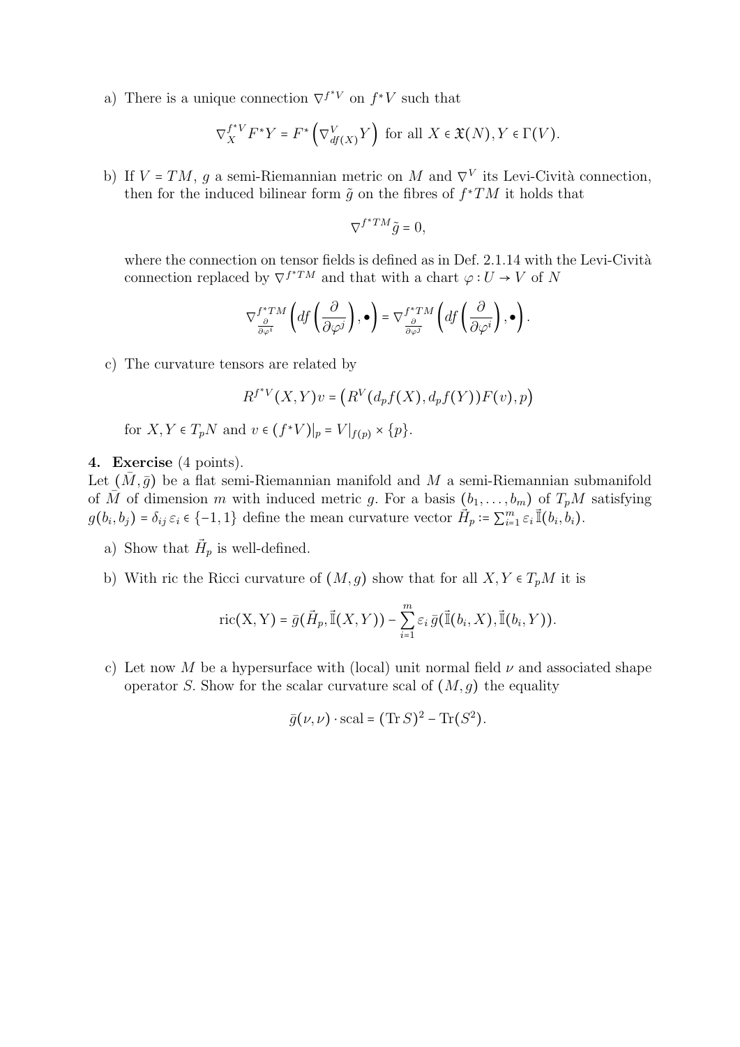a) There is a unique connection $\nabla^{f^*V}$ on $f^*V$ such that

$$\nabla^{f^*V}_X F^*Y = F^*\left(\nabla^V_{df(X)} Y\right) \text{ for all } X \in \mathfrak{X}(N), Y \in \Gamma(V).$$

b) If $V = TM$, $g$ a semi-Riemannian metric on $M$ and $\nabla^V$ its Levi-Cività connection, then for the induced bilinear form $\tilde{g}$ on the fibres of $f^*TM$ it holds that

$$\nabla^{f^*TM}\tilde{g} = 0,$$

where the connection on tensor fields is defined as in Def. 2.1.14 with the Levi-Cività connection replaced by $\nabla^{f^*TM}$ and that with a chart $\varphi : U \to V$ of $N$

$$\nabla^{f^*TM}_{\frac{\partial}{\partial\varphi^i}}\left(df\left(\frac{\partial}{\partial\varphi^j}\right), \bullet\right) = \nabla^{f^*TM}_{\frac{\partial}{\partial\varphi^j}}\left(df\left(\frac{\partial}{\partial\varphi^i}\right), \bullet\right).$$

c) The curvature tensors are related by

$$R^{f^*V}(X,Y)v = \left(R^V(d_pf(X), d_pf(Y))F(v), p\right)$$

for $X, Y \in T_pN$ and $v \in (f^*V)|_p = V|_{f(p)} \times \{p\}$.

**4. Exercise** (4 points).
Let $(\bar{M}, \bar{g})$ be a flat semi-Riemannian manifold and $M$ a semi-Riemannian submanifold of $\bar{M}$ of dimension $m$ with induced metric $g$. For a basis $(b_1, \ldots, b_m)$ of $T_pM$ satisfying $g(b_i, b_j) = \delta_{ij}\,\varepsilon_i \in \{-1, 1\}$ define the mean curvature vector $\vec{H}_p := \sum_{i=1}^m \varepsilon_i \,\vec{\mathbb{I}}(b_i, b_i)$.

a) Show that $\vec{H}_p$ is well-defined.

b) With ric the Ricci curvature of $(M, g)$ show that for all $X, Y \in T_pM$ it is

$$\mathrm{ric(X, Y)} = \bar{g}(\vec{H}_p, \vec{\mathbb{I}}(X, Y)) - \sum_{i=1}^m \varepsilon_i \,\bar{g}(\vec{\mathbb{I}}(b_i, X), \vec{\mathbb{I}}(b_i, Y)).$$

c) Let now $M$ be a hypersurface with (local) unit normal field $\nu$ and associated shape operator $S$. Show for the scalar curvature scal of $(M, g)$ the equality

$$\bar{g}(\nu, \nu) \cdot \mathrm{scal} = (\mathrm{Tr}\, S)^2 - \mathrm{Tr}(S^2).$$